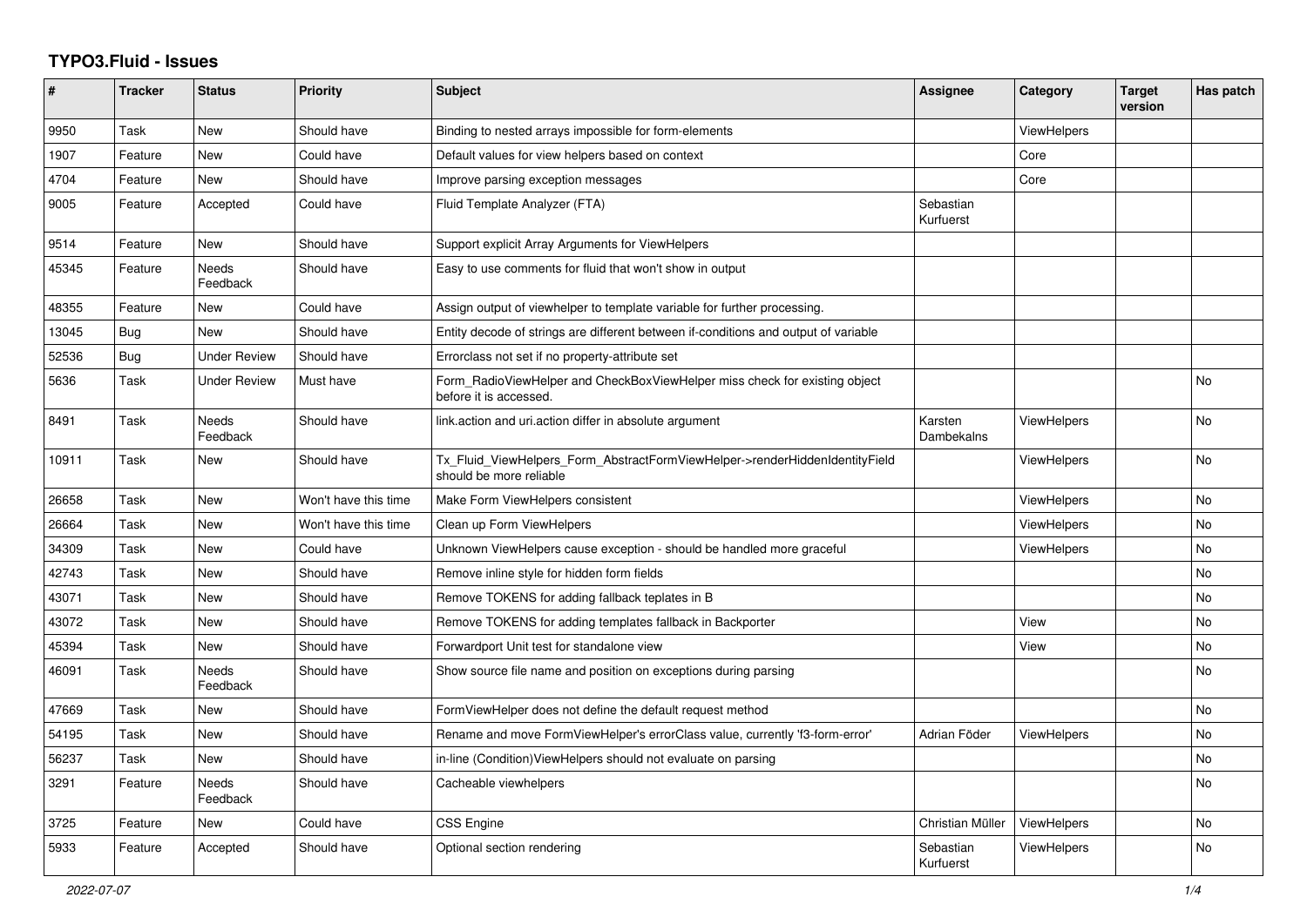# TYPO3.Fluid - Issues

| # | Tracker | Status | Priority | Subject | Assignee | Category | Target version | Has patch |
|---|---|---|---|---|---|---|---|---|
| 9950 | Task | New | Should have | Binding to nested arrays impossible for form-elements | | ViewHelpers | | |
| 1907 | Feature | New | Could have | Default values for view helpers based on context | | Core | | |
| 4704 | Feature | New | Should have | Improve parsing exception messages | | Core | | |
| 9005 | Feature | Accepted | Could have | Fluid Template Analyzer (FTA) | Sebastian Kurfuerst | | | |
| 9514 | Feature | New | Should have | Support explicit Array Arguments for ViewHelpers | | | | |
| 45345 | Feature | Needs Feedback | Should have | Easy to use comments for fluid that won't show in output | | | | |
| 48355 | Feature | New | Could have | Assign output of viewhelper to template variable for further processing. | | | | |
| 13045 | Bug | New | Should have | Entity decode of strings are different between if-conditions and output of variable | | | | |
| 52536 | Bug | Under Review | Should have | Errorclass not set if no property-attribute set | | | | |
| 5636 | Task | Under Review | Must have | Form_RadioViewHelper and CheckBoxViewHelper miss check for existing object before it is accessed. | | | | No |
| 8491 | Task | Needs Feedback | Should have | link.action and uri.action differ in absolute argument | Karsten Dambekalns | ViewHelpers | | No |
| 10911 | Task | New | Should have | Tx_Fluid_ViewHelpers_Form_AbstractFormViewHelper->renderHiddenIdentityField should be more reliable | | ViewHelpers | | No |
| 26658 | Task | New | Won't have this time | Make Form ViewHelpers consistent | | ViewHelpers | | No |
| 26664 | Task | New | Won't have this time | Clean up Form ViewHelpers | | ViewHelpers | | No |
| 34309 | Task | New | Could have | Unknown ViewHelpers cause exception - should be handled more graceful | | ViewHelpers | | No |
| 42743 | Task | New | Should have | Remove inline style for hidden form fields | | | | No |
| 43071 | Task | New | Should have | Remove TOKENS for adding fallback teplates in B | | | | No |
| 43072 | Task | New | Should have | Remove TOKENS for adding templates fallback in Backporter | | View | | No |
| 45394 | Task | New | Should have | Forwardport Unit test for standalone view | | View | | No |
| 46091 | Task | Needs Feedback | Should have | Show source file name and position on exceptions during parsing | | | | No |
| 47669 | Task | New | Should have | FormViewHelper does not define the default request method | | | | No |
| 54195 | Task | New | Should have | Rename and move FormViewHelper's errorClass value, currently 'f3-form-error' | Adrian Föder | ViewHelpers | | No |
| 56237 | Task | New | Should have | in-line (Condition)ViewHelpers should not evaluate on parsing | | | | No |
| 3291 | Feature | Needs Feedback | Should have | Cacheable viewhelpers | | | | No |
| 3725 | Feature | New | Could have | CSS Engine | Christian Müller | ViewHelpers | | No |
| 5933 | Feature | Accepted | Should have | Optional section rendering | Sebastian Kurfuerst | ViewHelpers | | No |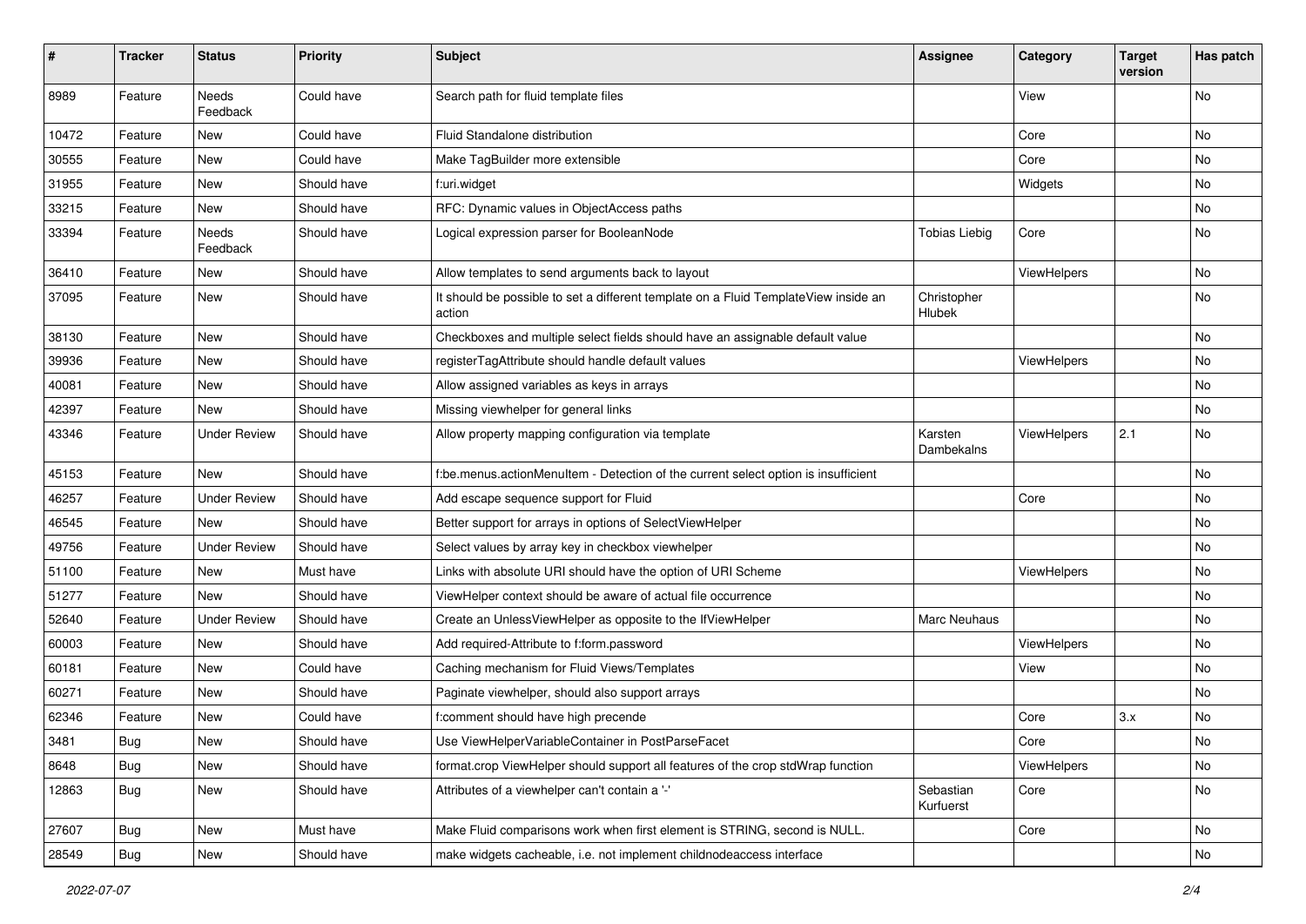| # | Tracker | Status | Priority | Subject | Assignee | Category | Target version | Has patch |
|---|---|---|---|---|---|---|---|---|
| 8989 | Feature | Needs Feedback | Could have | Search path for fluid template files | | View | | No |
| 10472 | Feature | New | Could have | Fluid Standalone distribution | | Core | | No |
| 30555 | Feature | New | Could have | Make TagBuilder more extensible | | Core | | No |
| 31955 | Feature | New | Should have | f:uri.widget | | Widgets | | No |
| 33215 | Feature | New | Should have | RFC: Dynamic values in ObjectAccess paths | | | | No |
| 33394 | Feature | Needs Feedback | Should have | Logical expression parser for BooleanNode | Tobias Liebig | Core | | No |
| 36410 | Feature | New | Should have | Allow templates to send arguments back to layout | | ViewHelpers | | No |
| 37095 | Feature | New | Should have | It should be possible to set a different template on a Fluid TemplateView inside an action | Christopher Hlubek | | | No |
| 38130 | Feature | New | Should have | Checkboxes and multiple select fields should have an assignable default value | | | | No |
| 39936 | Feature | New | Should have | registerTagAttribute should handle default values | | ViewHelpers | | No |
| 40081 | Feature | New | Should have | Allow assigned variables as keys in arrays | | | | No |
| 42397 | Feature | New | Should have | Missing viewhelper for general links | | | | No |
| 43346 | Feature | Under Review | Should have | Allow property mapping configuration via template | Karsten Dambekalns | ViewHelpers | 2.1 | No |
| 45153 | Feature | New | Should have | f:be.menus.actionMenuItem - Detection of the current select option is insufficient | | | | No |
| 46257 | Feature | Under Review | Should have | Add escape sequence support for Fluid | | Core | | No |
| 46545 | Feature | New | Should have | Better support for arrays in options of SelectViewHelper | | | | No |
| 49756 | Feature | Under Review | Should have | Select values by array key in checkbox viewhelper | | | | No |
| 51100 | Feature | New | Must have | Links with absolute URI should have the option of URI Scheme | | ViewHelpers | | No |
| 51277 | Feature | New | Should have | ViewHelper context should be aware of actual file occurrence | | | | No |
| 52640 | Feature | Under Review | Should have | Create an UnlessViewHelper as opposite to the IfViewHelper | Marc Neuhaus | | | No |
| 60003 | Feature | New | Should have | Add required-Attribute to f:form.password | | ViewHelpers | | No |
| 60181 | Feature | New | Could have | Caching mechanism for Fluid Views/Templates | | View | | No |
| 60271 | Feature | New | Should have | Paginate viewhelper, should also support arrays | | | | No |
| 62346 | Feature | New | Could have | f:comment should have high precende | | Core | 3.x | No |
| 3481 | Bug | New | Should have | Use ViewHelperVariableContainer in PostParseFacet | | Core | | No |
| 8648 | Bug | New | Should have | format.crop ViewHelper should support all features of the crop stdWrap function | | ViewHelpers | | No |
| 12863 | Bug | New | Should have | Attributes of a viewhelper can't contain a '-' | Sebastian Kurfuerst | Core | | No |
| 27607 | Bug | New | Must have | Make Fluid comparisons work when first element is STRING, second is NULL. | | Core | | No |
| 28549 | Bug | New | Should have | make widgets cacheable, i.e. not implement childnodeaccess interface | | | | No |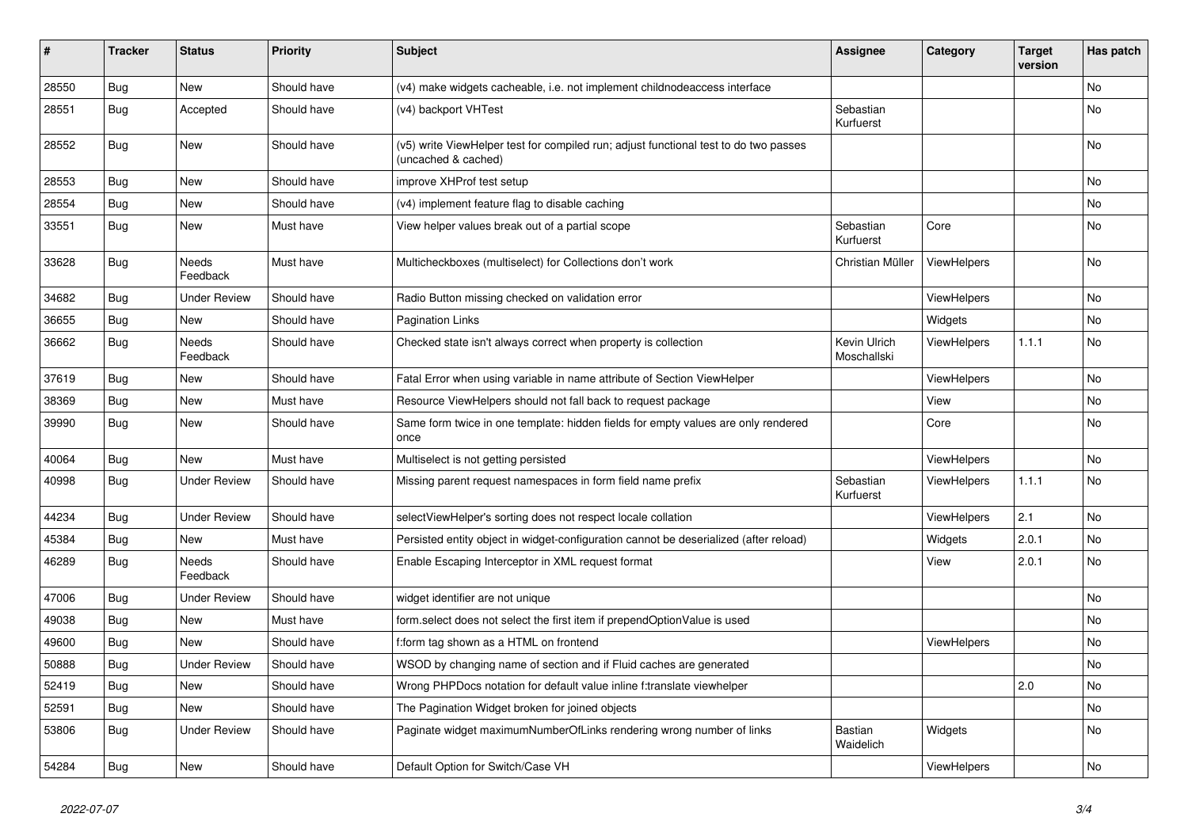| # | Tracker | Status | Priority | Subject | Assignee | Category | Target version | Has patch |
|---|---|---|---|---|---|---|---|---|
| 28550 | Bug | New | Should have | (v4) make widgets cacheable, i.e. not implement childnodeaccess interface | | | | No |
| 28551 | Bug | Accepted | Should have | (v4) backport VHTest | Sebastian Kurfuerst | | | No |
| 28552 | Bug | New | Should have | (v5) write ViewHelper test for compiled run; adjust functional test to do two passes (uncached & cached) | | | | No |
| 28553 | Bug | New | Should have | improve XHProf test setup | | | | No |
| 28554 | Bug | New | Should have | (v4) implement feature flag to disable caching | | | | No |
| 33551 | Bug | New | Must have | View helper values break out of a partial scope | Sebastian Kurfuerst | Core | | No |
| 33628 | Bug | Needs Feedback | Must have | Multicheckboxes (multiselect) for Collections don't work | Christian Müller | ViewHelpers | | No |
| 34682 | Bug | Under Review | Should have | Radio Button missing checked on validation error | | ViewHelpers | | No |
| 36655 | Bug | New | Should have | Pagination Links | | Widgets | | No |
| 36662 | Bug | Needs Feedback | Should have | Checked state isn't always correct when property is collection | Kevin Ulrich Moschallski | ViewHelpers | 1.1.1 | No |
| 37619 | Bug | New | Should have | Fatal Error when using variable in name attribute of Section ViewHelper | | ViewHelpers | | No |
| 38369 | Bug | New | Must have | Resource ViewHelpers should not fall back to request package | | View | | No |
| 39990 | Bug | New | Should have | Same form twice in one template: hidden fields for empty values are only rendered once | | Core | | No |
| 40064 | Bug | New | Must have | Multiselect is not getting persisted | | ViewHelpers | | No |
| 40998 | Bug | Under Review | Should have | Missing parent request namespaces in form field name prefix | Sebastian Kurfuerst | ViewHelpers | 1.1.1 | No |
| 44234 | Bug | Under Review | Should have | selectViewHelper's sorting does not respect locale collation | | ViewHelpers | 2.1 | No |
| 45384 | Bug | New | Must have | Persisted entity object in widget-configuration cannot be deserialized (after reload) | | Widgets | 2.0.1 | No |
| 46289 | Bug | Needs Feedback | Should have | Enable Escaping Interceptor in XML request format | | View | 2.0.1 | No |
| 47006 | Bug | Under Review | Should have | widget identifier are not unique | | | | No |
| 49038 | Bug | New | Must have | form.select does not select the first item if prependOptionValue is used | | | | No |
| 49600 | Bug | New | Should have | f:form tag shown as a HTML on frontend | | ViewHelpers | | No |
| 50888 | Bug | Under Review | Should have | WSOD by changing name of section and if Fluid caches are generated | | | | No |
| 52419 | Bug | New | Should have | Wrong PHPDocs notation for default value inline f:translate viewhelper | | | 2.0 | No |
| 52591 | Bug | New | Should have | The Pagination Widget broken for joined objects | | | | No |
| 53806 | Bug | Under Review | Should have | Paginate widget maximumNumberOfLinks rendering wrong number of links | Bastian Waidelich | Widgets | | No |
| 54284 | Bug | New | Should have | Default Option for Switch/Case VH | | ViewHelpers | | No |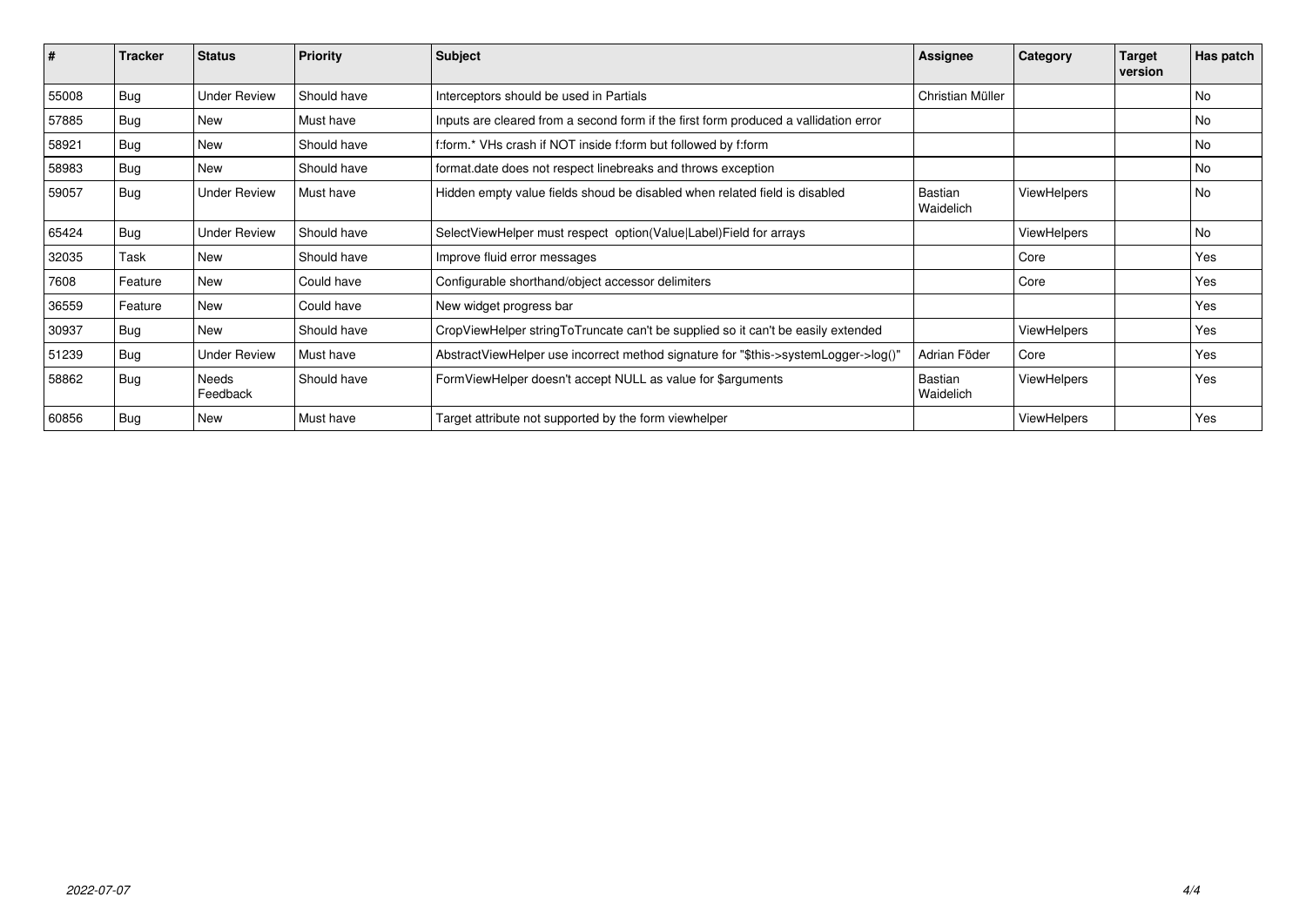| # | Tracker | Status | Priority | Subject | Assignee | Category | Target version | Has patch |
|---|---|---|---|---|---|---|---|---|
| 55008 | Bug | Under Review | Should have | Interceptors should be used in Partials | Christian Müller | | | No |
| 57885 | Bug | New | Must have | Inputs are cleared from a second form if the first form produced a vallidation error | | | | No |
| 58921 | Bug | New | Should have | f:form.* VHs crash if NOT inside f:form but followed by f:form | | | | No |
| 58983 | Bug | New | Should have | format.date does not respect linebreaks and throws exception | | | | No |
| 59057 | Bug | Under Review | Must have | Hidden empty value fields shoud be disabled when related field is disabled | Bastian Waidelich | ViewHelpers | | No |
| 65424 | Bug | Under Review | Should have | SelectViewHelper must respect option(Value\|Label)Field for arrays | | ViewHelpers | | No |
| 32035 | Task | New | Should have | Improve fluid error messages | | Core | | Yes |
| 7608 | Feature | New | Could have | Configurable shorthand/object accessor delimiters | | Core | | Yes |
| 36559 | Feature | New | Could have | New widget progress bar | | | | Yes |
| 30937 | Bug | New | Should have | CropViewHelper stringToTruncate can't be supplied so it can't be easily extended | | ViewHelpers | | Yes |
| 51239 | Bug | Under Review | Must have | AbstractViewHelper use incorrect method signature for "$this->systemLogger->log()" | Adrian Föder | Core | | Yes |
| 58862 | Bug | Needs Feedback | Should have | FormViewHelper doesn't accept NULL as value for $arguments | Bastian Waidelich | ViewHelpers | | Yes |
| 60856 | Bug | New | Must have | Target attribute not supported by the form viewhelper | | ViewHelpers | | Yes |